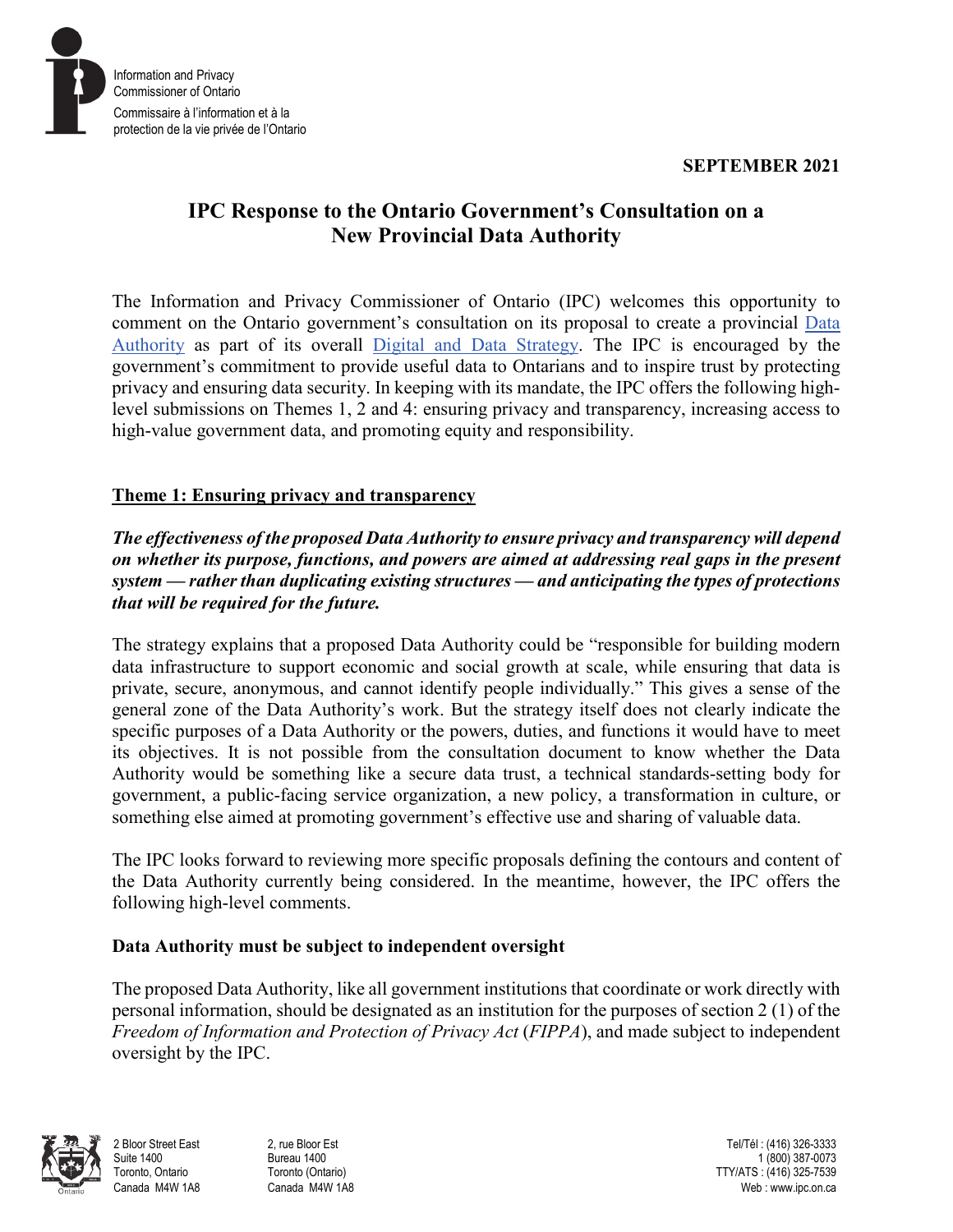Information and Privacy Commissioner of Ontario

Commissaire à l'information et à la protection de la vie privée de l'Ontario

**SEPTEMBER 2021**

# IPC Response to the Ontario Government's Consultation on a New Provincial Data Authority

The Information and Privacy Commissioner of Ontario (IPC) welcomes this opportunity to comment on the Ontario government's consultation on its proposal to create a provincial Data Authority as part of its overall Digital and Data Strategy. The IPC is encouraged by the government's commitment to provide useful data to Ontarians and to inspire trust by protecting privacy and ensuring data security. In keeping with its mandate, the IPC offers the following high-level submissions on Themes 1, 2 and 4: ensuring privacy and transparency, increasing access to high-value government data, and promoting equity and responsibility.

## Theme 1: Ensuring privacy and transparency

***The effectiveness of the proposed Data Authority to ensure privacy and transparency will depend on whether its purpose, functions, and powers are aimed at addressing real gaps in the present system — rather than duplicating existing structures — and anticipating the types of protections that will be required for the future.***

The strategy explains that a proposed Data Authority could be "responsible for building modern data infrastructure to support economic and social growth at scale, while ensuring that data is private, secure, anonymous, and cannot identify people individually." This gives a sense of the general zone of the Data Authority's work. But the strategy itself does not clearly indicate the specific purposes of a Data Authority or the powers, duties, and functions it would have to meet its objectives. It is not possible from the consultation document to know whether the Data Authority would be something like a secure data trust, a technical standards-setting body for government, a public-facing service organization, a new policy, a transformation in culture, or something else aimed at promoting government's effective use and sharing of valuable data.

The IPC looks forward to reviewing more specific proposals defining the contours and content of the Data Authority currently being considered. In the meantime, however, the IPC offers the following high-level comments.

### Data Authority must be subject to independent oversight

The proposed Data Authority, like all government institutions that coordinate or work directly with personal information, should be designated as an institution for the purposes of section 2 (1) of the *Freedom of Information and Protection of Privacy Act* (*FIPPA*), and made subject to independent oversight by the IPC.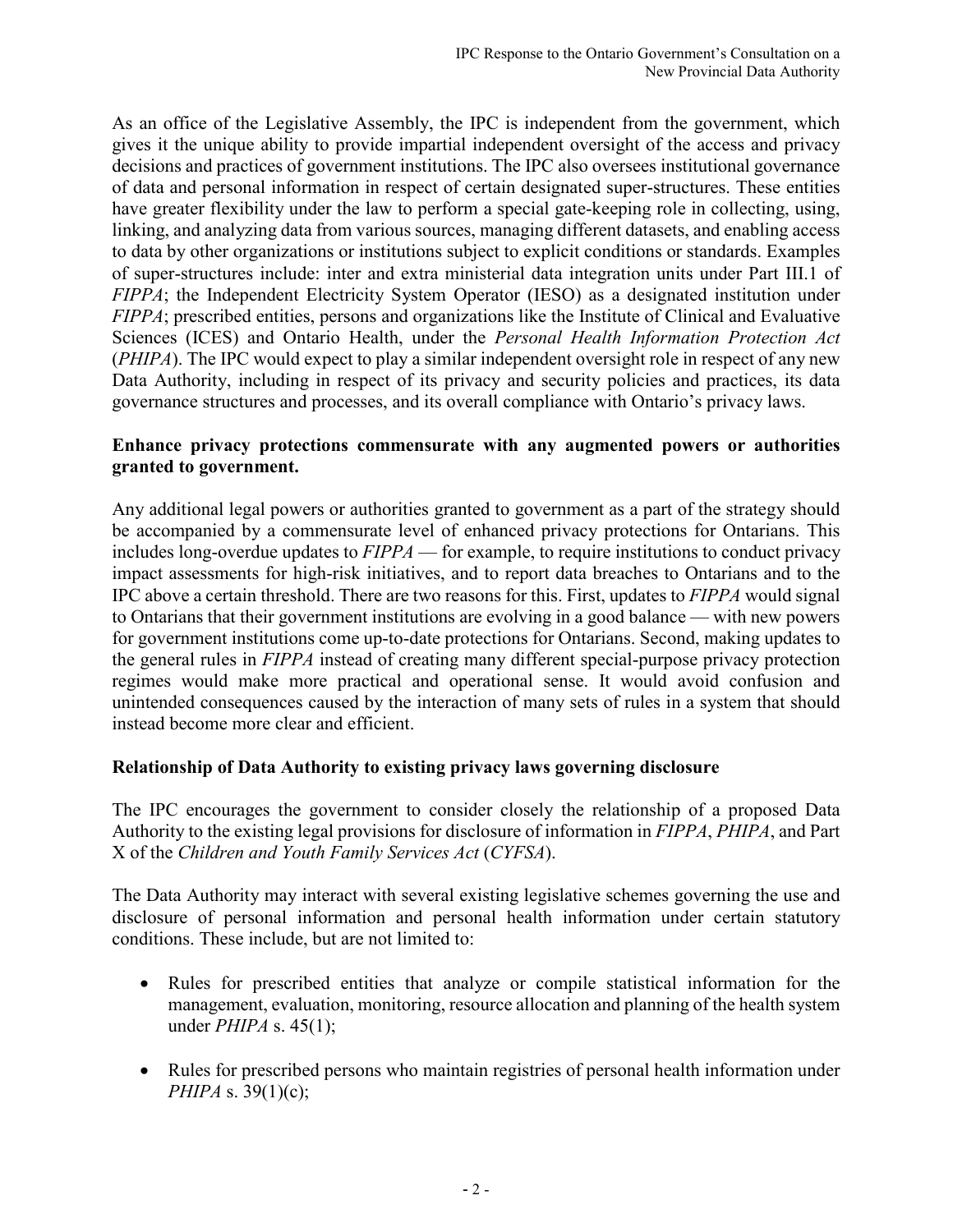As an office of the Legislative Assembly, the IPC is independent from the government, which gives it the unique ability to provide impartial independent oversight of the access and privacy decisions and practices of government institutions. The IPC also oversees institutional governance of data and personal information in respect of certain designated super-structures. These entities have greater flexibility under the law to perform a special gate-keeping role in collecting, using, linking, and analyzing data from various sources, managing different datasets, and enabling access to data by other organizations or institutions subject to explicit conditions or standards. Examples of super-structures include: inter and extra ministerial data integration units under Part III.1 of *FIPPA*; the Independent Electricity System Operator (IESO) as a designated institution under *FIPPA*; prescribed entities, persons and organizations like the Institute of Clinical and Evaluative Sciences (ICES) and Ontario Health, under the *Personal Health Information Protection Act* (*PHIPA*). The IPC would expect to play a similar independent oversight role in respect of any new Data Authority, including in respect of its privacy and security policies and practices, its data governance structures and processes, and its overall compliance with Ontario's privacy laws.

**Enhance privacy protections commensurate with any augmented powers or authorities granted to government.**

Any additional legal powers or authorities granted to government as a part of the strategy should be accompanied by a commensurate level of enhanced privacy protections for Ontarians. This includes long-overdue updates to *FIPPA* — for example, to require institutions to conduct privacy impact assessments for high-risk initiatives, and to report data breaches to Ontarians and to the IPC above a certain threshold. There are two reasons for this. First, updates to *FIPPA* would signal to Ontarians that their government institutions are evolving in a good balance — with new powers for government institutions come up-to-date protections for Ontarians. Second, making updates to the general rules in *FIPPA* instead of creating many different special-purpose privacy protection regimes would make more practical and operational sense. It would avoid confusion and unintended consequences caused by the interaction of many sets of rules in a system that should instead become more clear and efficient.

**Relationship of Data Authority to existing privacy laws governing disclosure**

The IPC encourages the government to consider closely the relationship of a proposed Data Authority to the existing legal provisions for disclosure of information in *FIPPA*, *PHIPA*, and Part X of the *Children and Youth Family Services Act* (*CYFSA*).

The Data Authority may interact with several existing legislative schemes governing the use and disclosure of personal information and personal health information under certain statutory conditions. These include, but are not limited to:

- Rules for prescribed entities that analyze or compile statistical information for the management, evaluation, monitoring, resource allocation and planning of the health system under *PHIPA* s. 45(1);

- Rules for prescribed persons who maintain registries of personal health information under *PHIPA* s. 39(1)(c);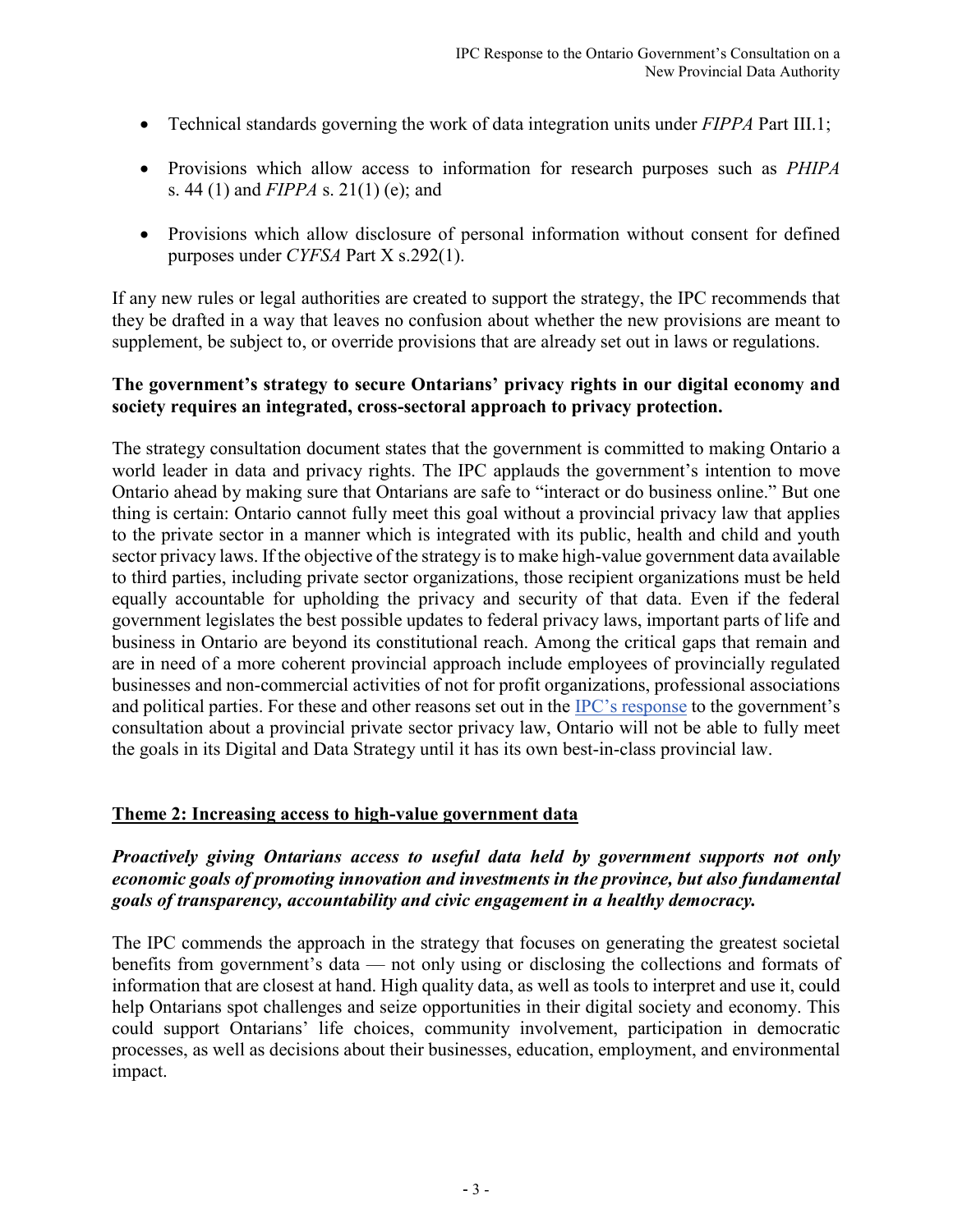- Technical standards governing the work of data integration units under *FIPPA* Part III.1;
- Provisions which allow access to information for research purposes such as *PHIPA* s. 44 (1) and *FIPPA* s. 21(1) (e); and
- Provisions which allow disclosure of personal information without consent for defined purposes under *CYFSA* Part X s.292(1).

If any new rules or legal authorities are created to support the strategy, the IPC recommends that they be drafted in a way that leaves no confusion about whether the new provisions are meant to supplement, be subject to, or override provisions that are already set out in laws or regulations.

**The government's strategy to secure Ontarians' privacy rights in our digital economy and society requires an integrated, cross-sectoral approach to privacy protection.**

The strategy consultation document states that the government is committed to making Ontario a world leader in data and privacy rights. The IPC applauds the government's intention to move Ontario ahead by making sure that Ontarians are safe to "interact or do business online." But one thing is certain: Ontario cannot fully meet this goal without a provincial privacy law that applies to the private sector in a manner which is integrated with its public, health and child and youth sector privacy laws. If the objective of the strategy is to make high-value government data available to third parties, including private sector organizations, those recipient organizations must be held equally accountable for upholding the privacy and security of that data. Even if the federal government legislates the best possible updates to federal privacy laws, important parts of life and business in Ontario are beyond its constitutional reach. Among the critical gaps that remain and are in need of a more coherent provincial approach include employees of provincially regulated businesses and non-commercial activities of not for profit organizations, professional associations and political parties. For these and other reasons set out in the IPC's response to the government's consultation about a provincial private sector privacy law, Ontario will not be able to fully meet the goals in its Digital and Data Strategy until it has its own best-in-class provincial law.

## Theme 2: Increasing access to high-value government data

***Proactively giving Ontarians access to useful data held by government supports not only economic goals of promoting innovation and investments in the province, but also fundamental goals of transparency, accountability and civic engagement in a healthy democracy.***

The IPC commends the approach in the strategy that focuses on generating the greatest societal benefits from government's data — not only using or disclosing the collections and formats of information that are closest at hand. High quality data, as well as tools to interpret and use it, could help Ontarians spot challenges and seize opportunities in their digital society and economy. This could support Ontarians' life choices, community involvement, participation in democratic processes, as well as decisions about their businesses, education, employment, and environmental impact.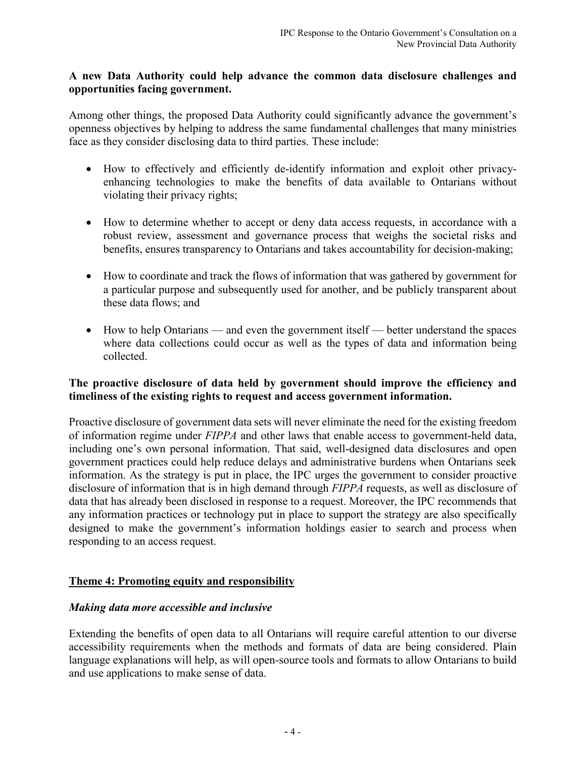**A new Data Authority could help advance the common data disclosure challenges and opportunities facing government.**

Among other things, the proposed Data Authority could significantly advance the government's openness objectives by helping to address the same fundamental challenges that many ministries face as they consider disclosing data to third parties. These include:

- How to effectively and efficiently de-identify information and exploit other privacy-enhancing technologies to make the benefits of data available to Ontarians without violating their privacy rights;
- How to determine whether to accept or deny data access requests, in accordance with a robust review, assessment and governance process that weighs the societal risks and benefits, ensures transparency to Ontarians and takes accountability for decision-making;
- How to coordinate and track the flows of information that was gathered by government for a particular purpose and subsequently used for another, and be publicly transparent about these data flows; and
- How to help Ontarians — and even the government itself — better understand the spaces where data collections could occur as well as the types of data and information being collected.

**The proactive disclosure of data held by government should improve the efficiency and timeliness of the existing rights to request and access government information.**

Proactive disclosure of government data sets will never eliminate the need for the existing freedom of information regime under *FIPPA* and other laws that enable access to government-held data, including one's own personal information. That said, well-designed data disclosures and open government practices could help reduce delays and administrative burdens when Ontarians seek information. As the strategy is put in place, the IPC urges the government to consider proactive disclosure of information that is in high demand through *FIPPA* requests, as well as disclosure of data that has already been disclosed in response to a request. Moreover, the IPC recommends that any information practices or technology put in place to support the strategy are also specifically designed to make the government's information holdings easier to search and process when responding to an access request.

## Theme 4: Promoting equity and responsibility

### *Making data more accessible and inclusive*

Extending the benefits of open data to all Ontarians will require careful attention to our diverse accessibility requirements when the methods and formats of data are being considered. Plain language explanations will help, as will open-source tools and formats to allow Ontarians to build and use applications to make sense of data.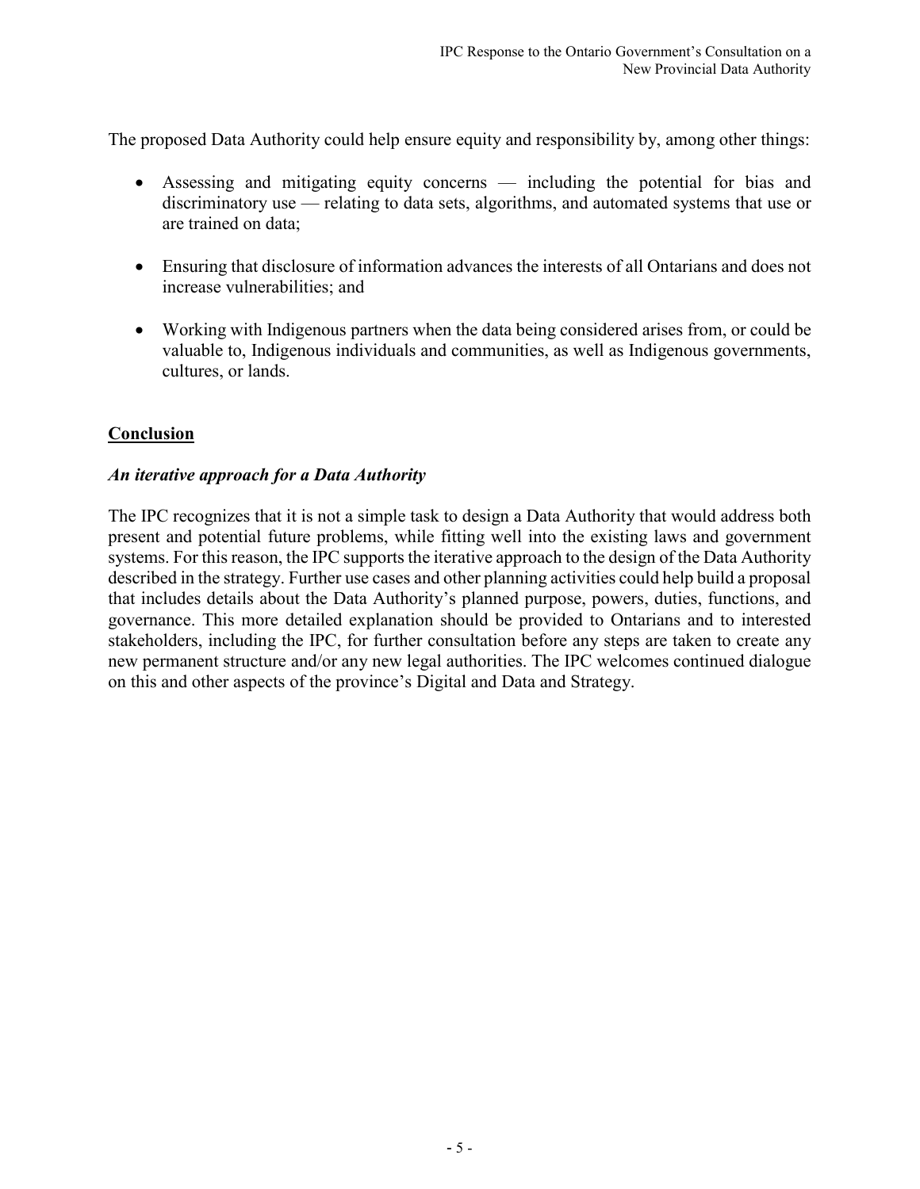The proposed Data Authority could help ensure equity and responsibility by, among other things:

- Assessing and mitigating equity concerns — including the potential for bias and discriminatory use — relating to data sets, algorithms, and automated systems that use or are trained on data;

- Ensuring that disclosure of information advances the interests of all Ontarians and does not increase vulnerabilities; and

- Working with Indigenous partners when the data being considered arises from, or could be valuable to, Indigenous individuals and communities, as well as Indigenous governments, cultures, or lands.

## Conclusion

### *An iterative approach for a Data Authority*

The IPC recognizes that it is not a simple task to design a Data Authority that would address both present and potential future problems, while fitting well into the existing laws and government systems. For this reason, the IPC supports the iterative approach to the design of the Data Authority described in the strategy. Further use cases and other planning activities could help build a proposal that includes details about the Data Authority's planned purpose, powers, duties, functions, and governance. This more detailed explanation should be provided to Ontarians and to interested stakeholders, including the IPC, for further consultation before any steps are taken to create any new permanent structure and/or any new legal authorities. The IPC welcomes continued dialogue on this and other aspects of the province's Digital and Data and Strategy.